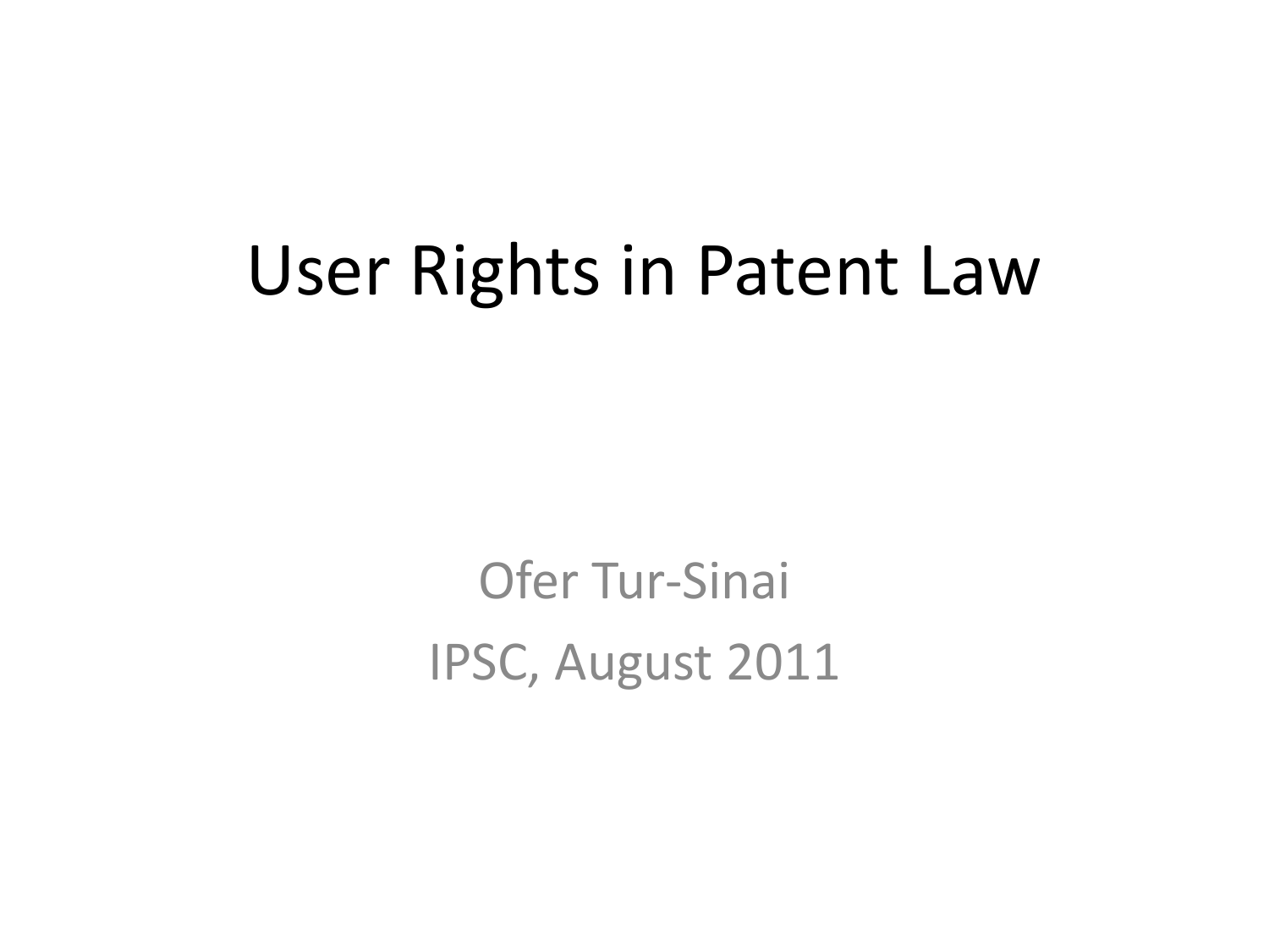# User Rights in Patent Law

Ofer Tur-Sinai

IPSC, August 2011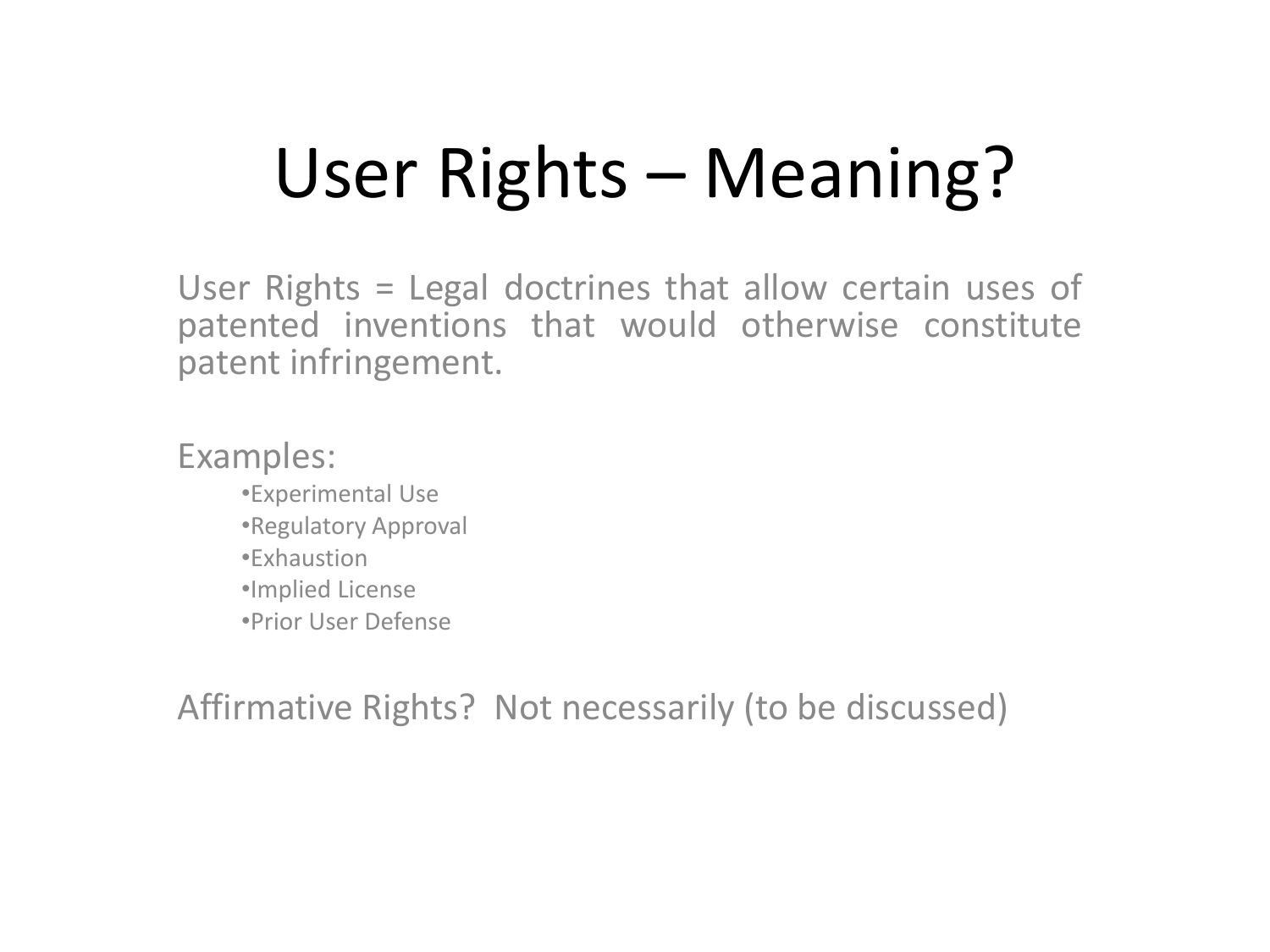# User Rights – Meaning?

User Rights = Legal doctrines that allow certain uses of patented inventions that would otherwise constitute patent infringement.

Examples:

- Experimental Use
- Regulatory Approval
- Exhaustion
- Implied License
- Prior User Defense

Affirmative Rights? Not necessarily (to be discussed)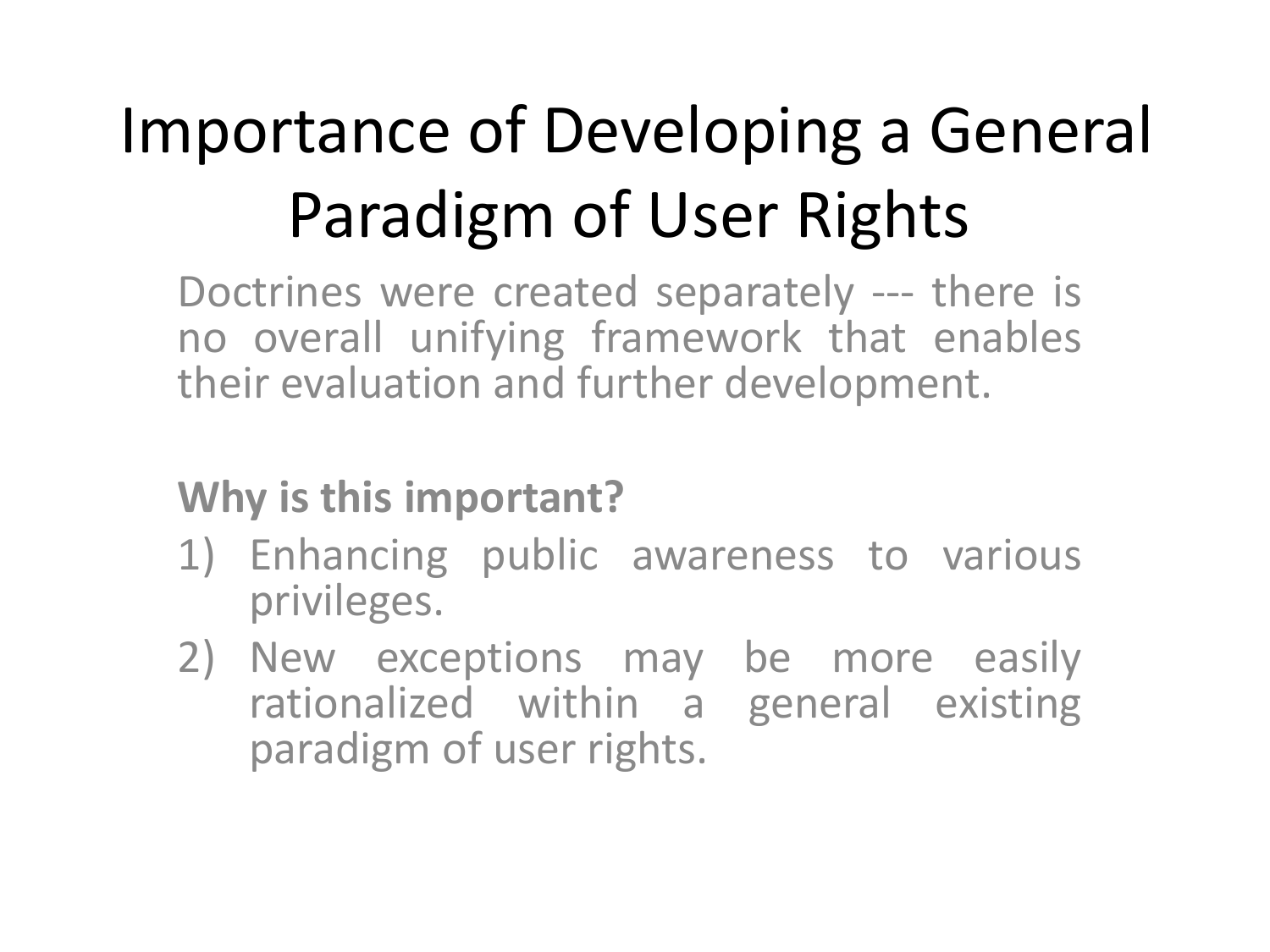# Importance of Developing a General Paradigm of User Rights

Doctrines were created separately --- there is no overall unifying framework that enables their evaluation and further development.

**Why is this important?**

1) Enhancing public awareness to various privileges.
2) New exceptions may be more easily rationalized within a general existing paradigm of user rights.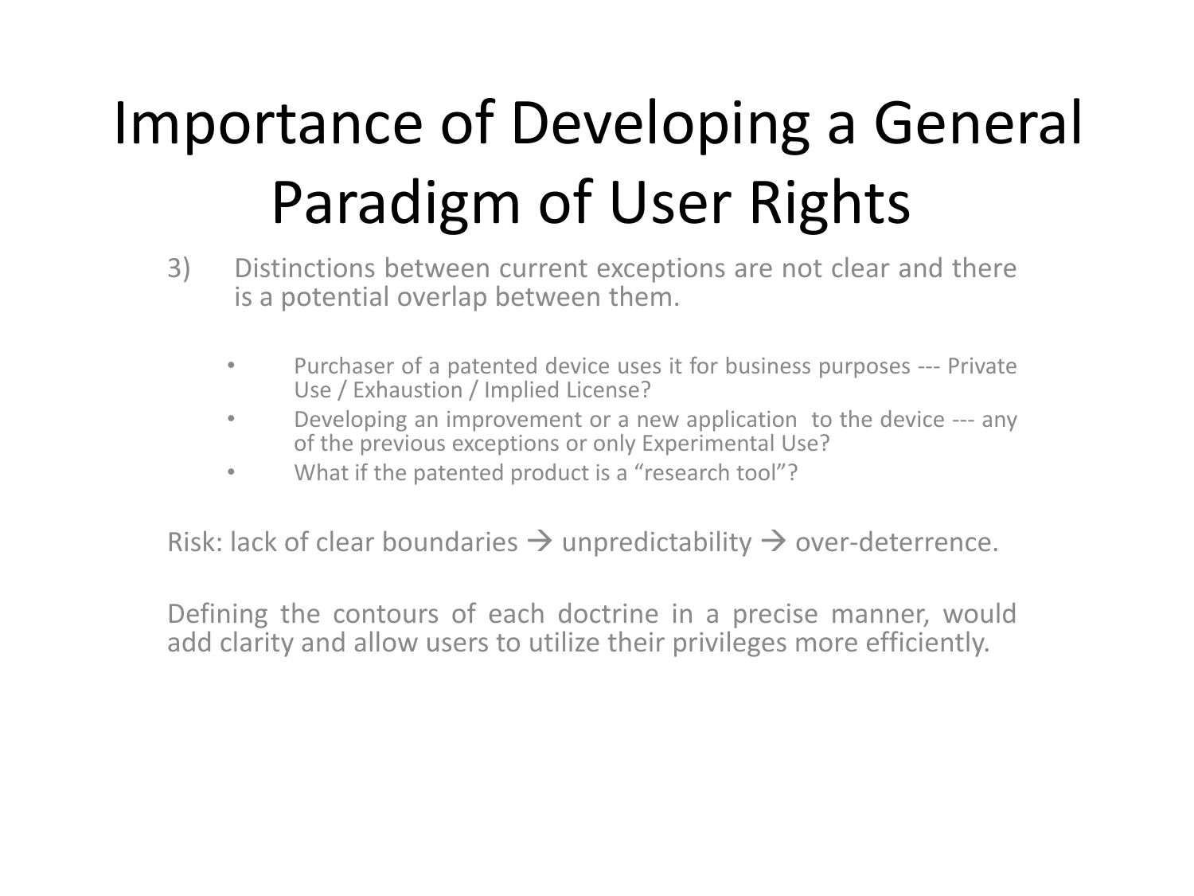# Importance of Developing a General Paradigm of User Rights

3) Distinctions between current exceptions are not clear and there is a potential overlap between them.

   - Purchaser of a patented device uses it for business purposes --- Private Use / Exhaustion / Implied License?
   - Developing an improvement or a new application to the device --- any of the previous exceptions or only Experimental Use?
   - What if the patented product is a "research tool"?

Risk: lack of clear boundaries → unpredictability → over-deterrence.

Defining the contours of each doctrine in a precise manner, would add clarity and allow users to utilize their privileges more efficiently.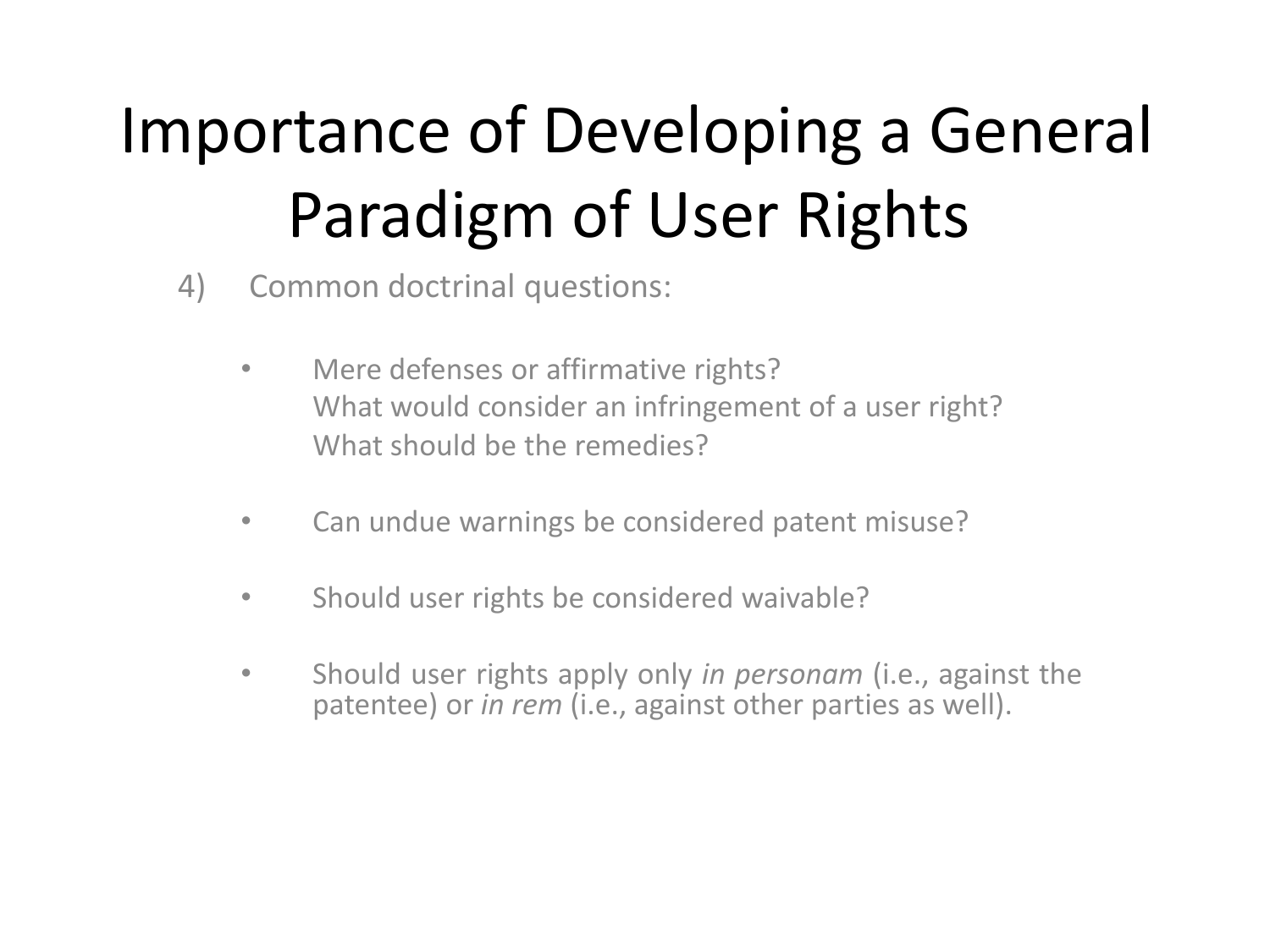# Importance of Developing a General Paradigm of User Rights

4) Common doctrinal questions:

- Mere defenses or affirmative rights?
  What would consider an infringement of a user right?
  What should be the remedies?

- Can undue warnings be considered patent misuse?

- Should user rights be considered waivable?

- Should user rights apply only *in personam* (i.e., against the patentee) or *in rem* (i.e., against other parties as well).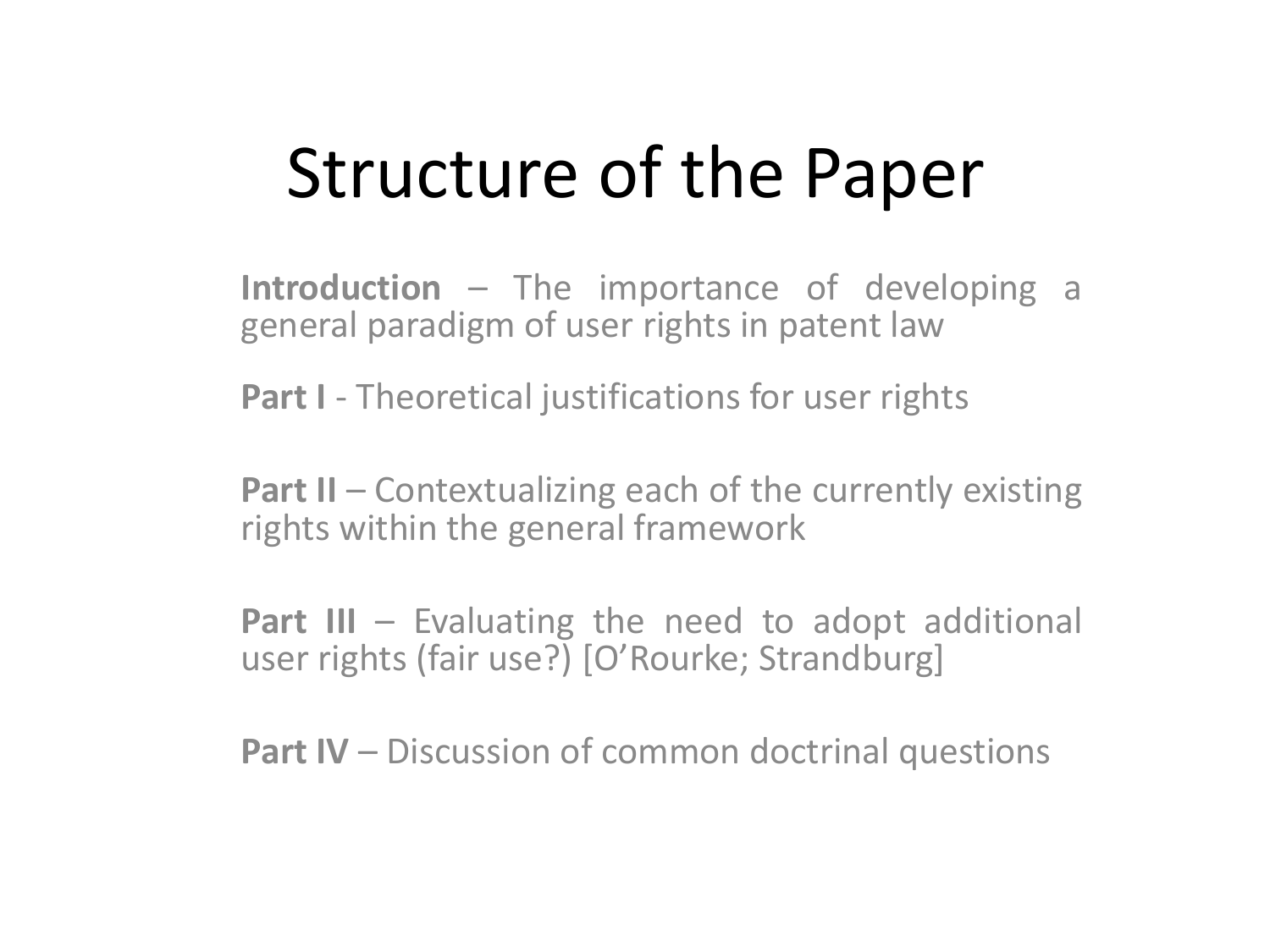# Structure of the Paper

**Introduction** – The importance of developing a general paradigm of user rights in patent law

**Part I** - Theoretical justifications for user rights

**Part II** – Contextualizing each of the currently existing rights within the general framework

**Part III** – Evaluating the need to adopt additional user rights (fair use?) [O'Rourke; Strandburg]

**Part IV** – Discussion of common doctrinal questions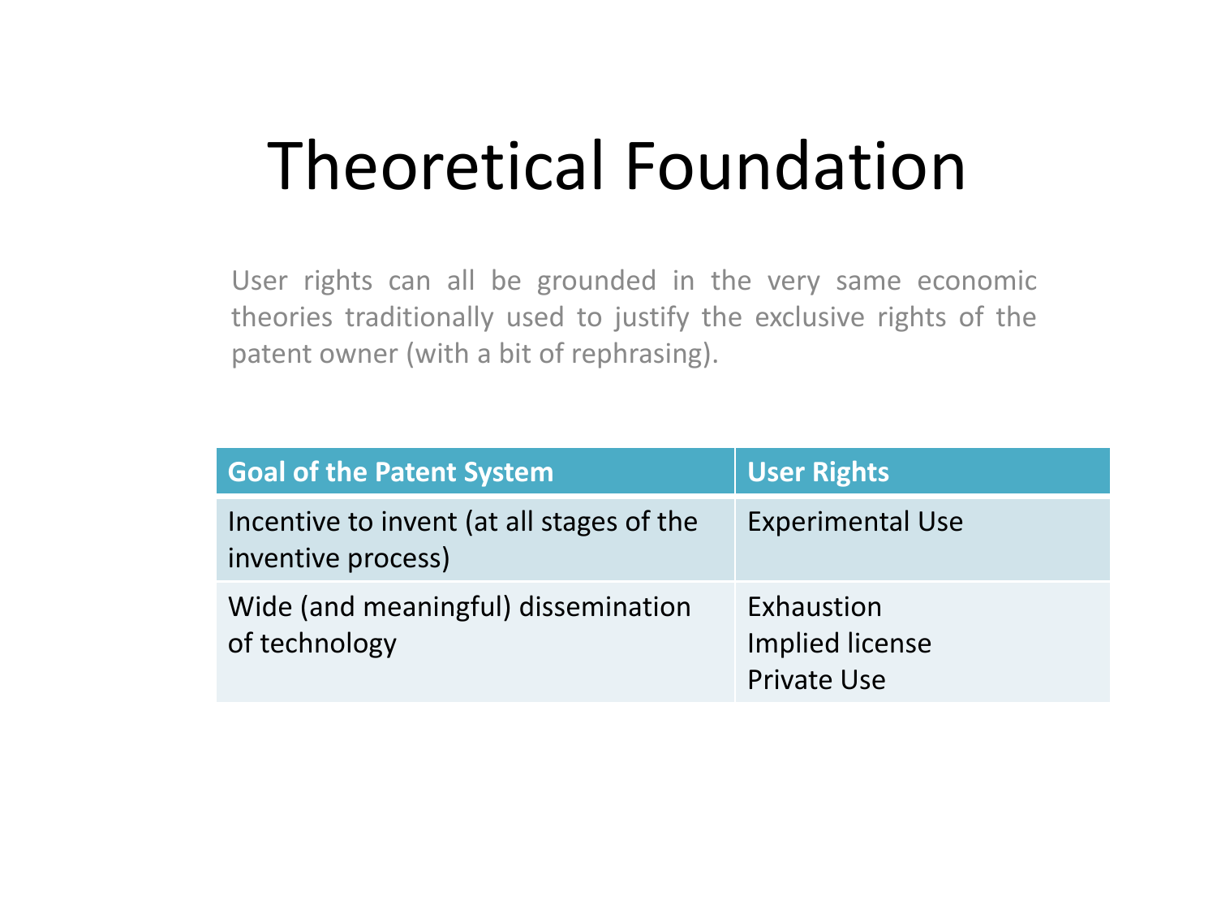# Theoretical Foundation

User rights can all be grounded in the very same economic theories traditionally used to justify the exclusive rights of the patent owner (with a bit of rephrasing).

| Goal of the Patent System | User Rights |
| --- | --- |
| Incentive to invent (at all stages of the inventive process) | Experimental Use |
| Wide (and meaningful) dissemination of technology | Exhaustion<br>Implied license<br>Private Use |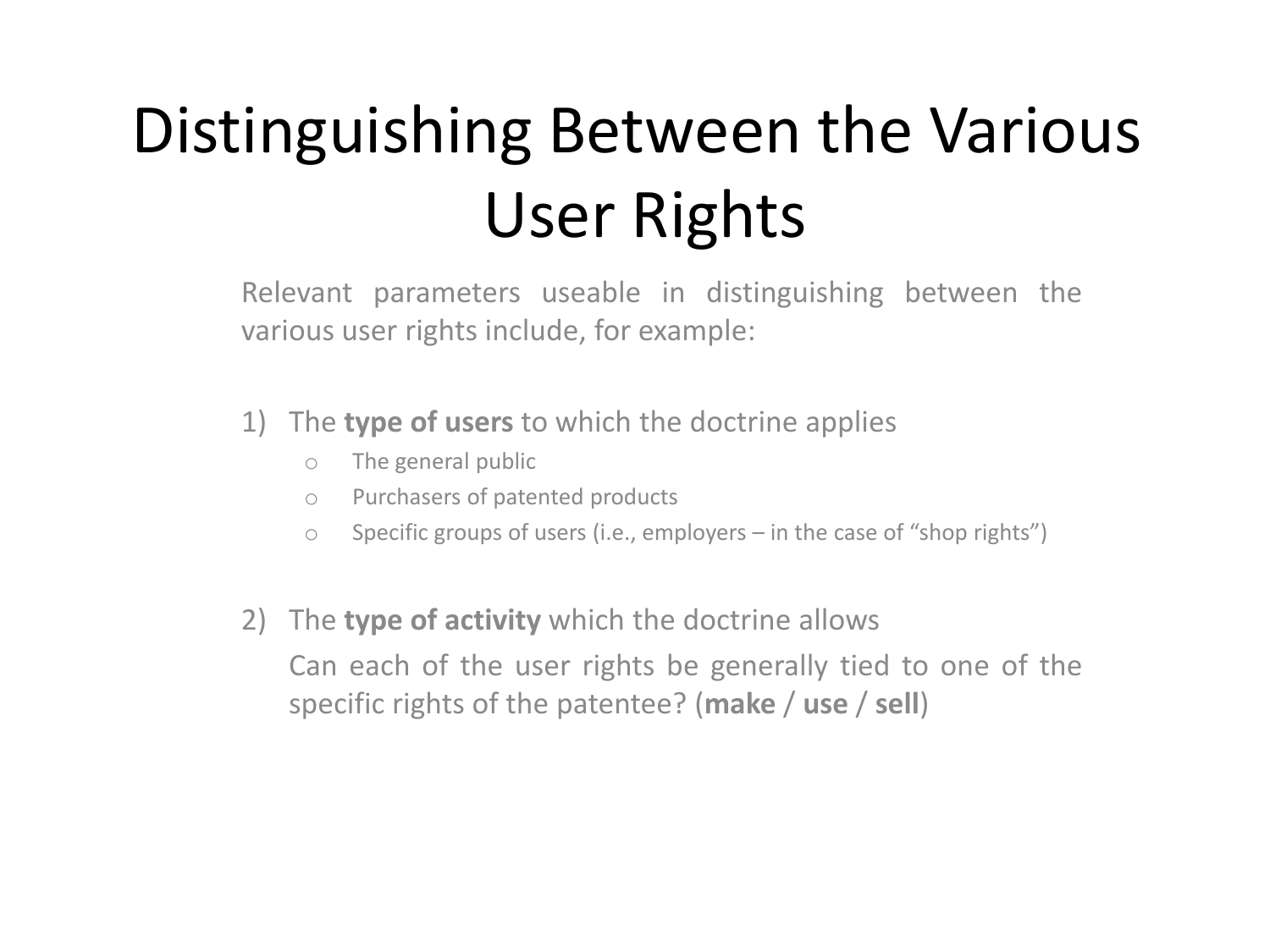# Distinguishing Between the Various User Rights

Relevant parameters useable in distinguishing between the various user rights include, for example:

1) The **type of users** to which the doctrine applies
   - The general public
   - Purchasers of patented products
   - Specific groups of users (i.e., employers – in the case of "shop rights")

2) The **type of activity** which the doctrine allows

   Can each of the user rights be generally tied to one of the specific rights of the patentee? (**make** / **use** / **sell**)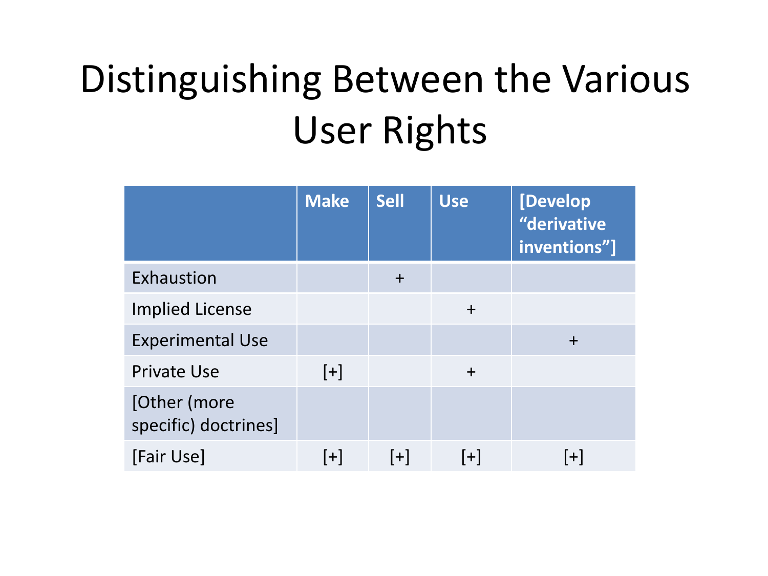# Distinguishing Between the Various User Rights

| | Make | Sell | Use | [Develop "derivative inventions"] |
|---|---|---|---|---|
| Exhaustion | | + | | |
| Implied License | | | + | |
| Experimental Use | | | | + |
| Private Use | [+] | | + | |
| [Other (more specific) doctrines] | | | | |
| [Fair Use] | [+] | [+] | [+] | [+] |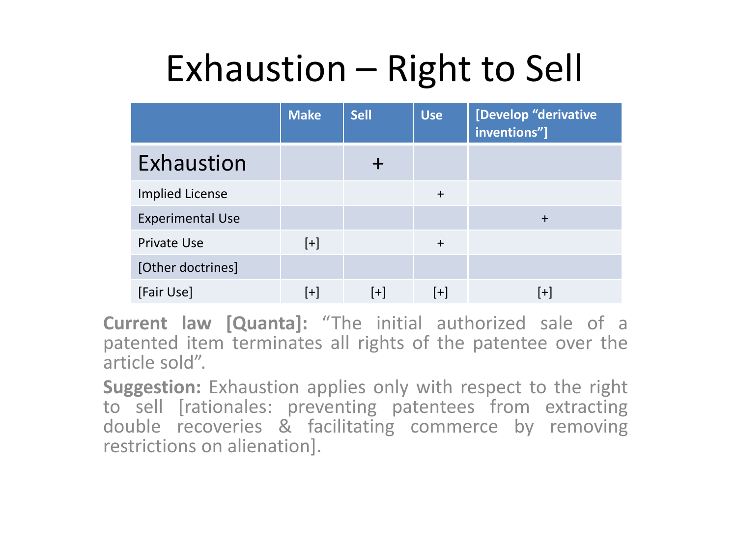# Exhaustion – Right to Sell

| | Make | Sell | Use | [Develop "derivative inventions"] |
|---|---|---|---|---|
| Exhaustion | | + | | |
| Implied License | | | + | |
| Experimental Use | | | | + |
| Private Use | [+] | | + | |
| [Other doctrines] | | | | |
| [Fair Use] | [+] | [+] | [+] | [+] |

**Current law [Quanta]:** "The initial authorized sale of a patented item terminates all rights of the patentee over the article sold".

**Suggestion:** Exhaustion applies only with respect to the right to sell [rationales: preventing patentees from extracting double recoveries & facilitating commerce by removing restrictions on alienation].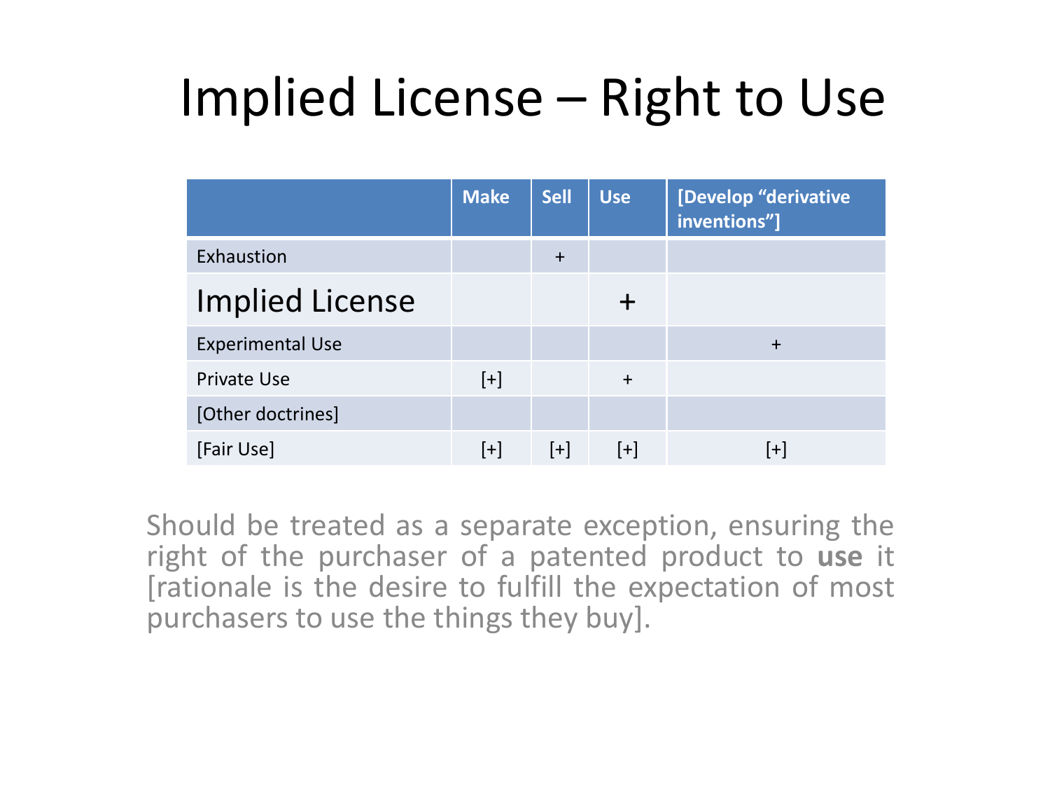# Implied License – Right to Use

| | Make | Sell | Use | [Develop "derivative inventions"] |
|---|---|---|---|---|
| Exhaustion | | + | | |
| Implied License | | | + | |
| Experimental Use | | | | + |
| Private Use | [+] | | + | |
| [Other doctrines] | | | | |
| [Fair Use] | [+] | [+] | [+] | [+] |

Should be treated as a separate exception, ensuring the right of the purchaser of a patented product to **use** it [rationale is the desire to fulfill the expectation of most purchasers to use the things they buy].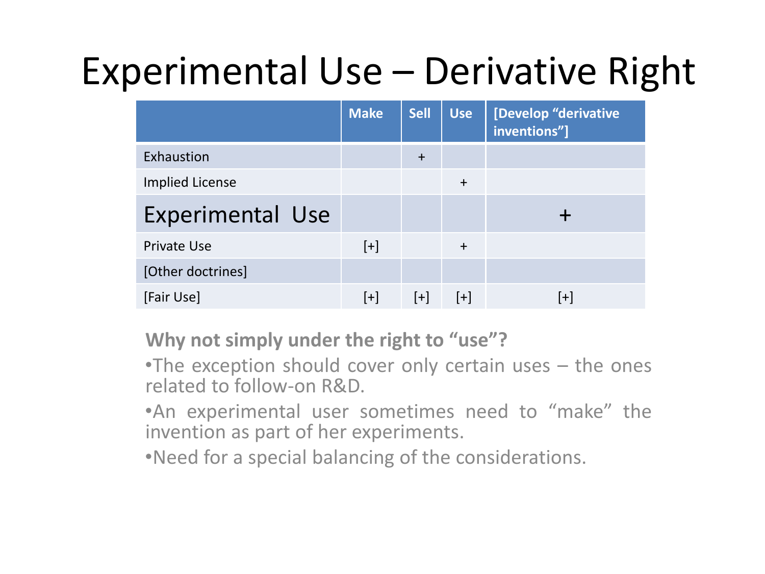# Experimental Use – Derivative Right

| | Make | Sell | Use | [Develop "derivative inventions"] |
|---|---|---|---|---|
| Exhaustion | | + | | |
| Implied License | | | + | |
| Experimental Use | | | | + |
| Private Use | [+] | | + | |
| [Other doctrines] | | | | |
| [Fair Use] | [+] | [+] | [+] | [+] |

**Why not simply under the right to "use"?**

- The exception should cover only certain uses – the ones related to follow-on R&D.
- An experimental user sometimes need to "make" the invention as part of her experiments.
- Need for a special balancing of the considerations.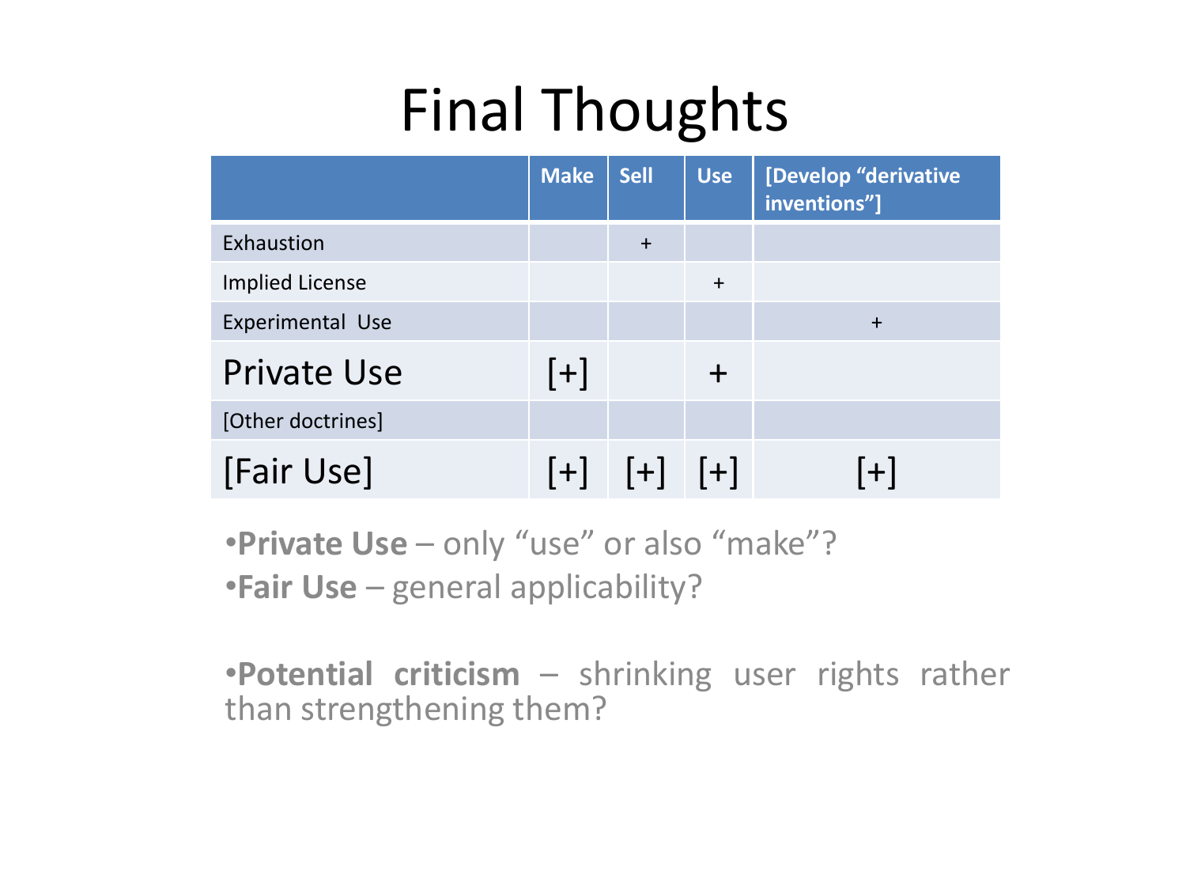# Final Thoughts

| | Make | Sell | Use | [Develop "derivative inventions"] |
|---|---|---|---|---|
| Exhaustion | | + | | |
| Implied License | | | + | |
| Experimental Use | | | | + |
| Private Use | [+] | | + | |
| [Other doctrines] | | | | |
| [Fair Use] | [+] | [+] | [+] | [+] |

- **Private Use** – only "use" or also "make"?
- **Fair Use** – general applicability?

- **Potential criticism** – shrinking user rights rather than strengthening them?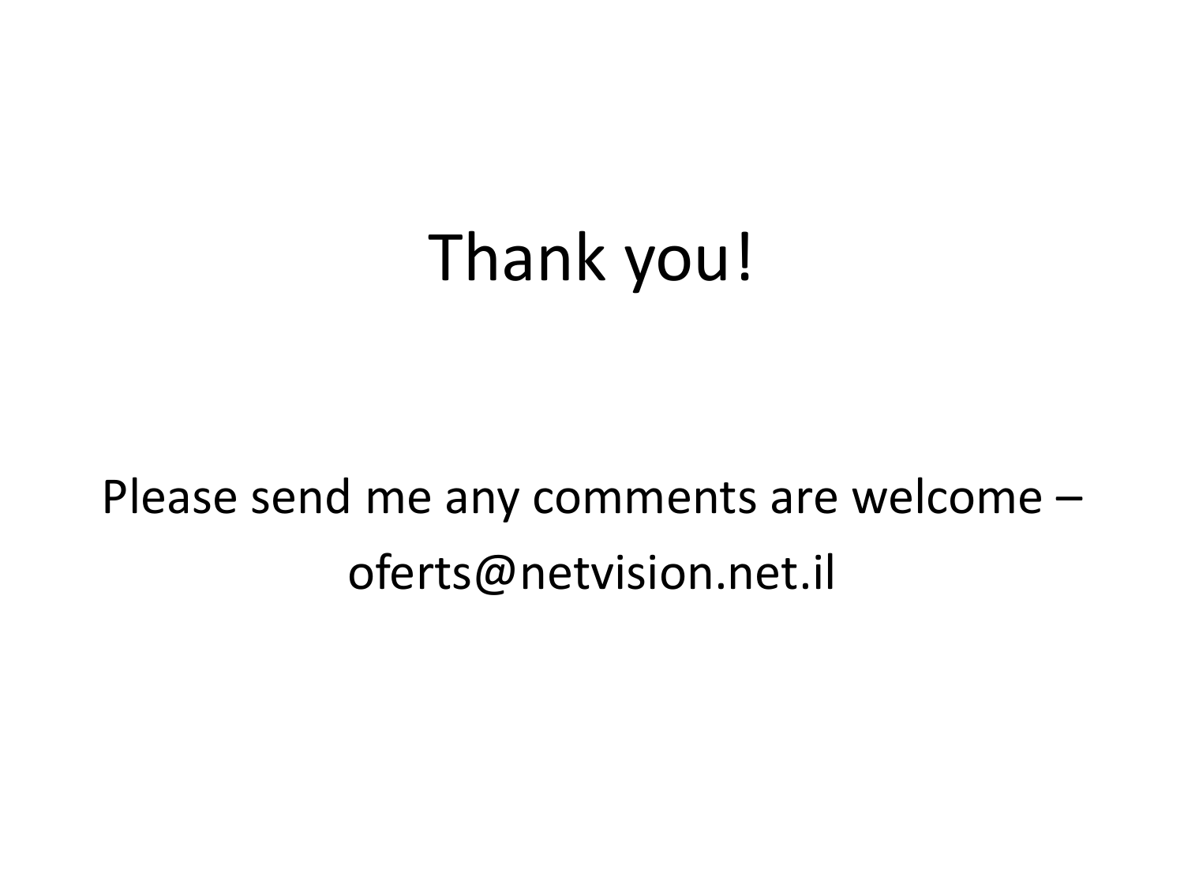# Thank you!

Please send me any comments are welcome –
oferts@netvision.net.il